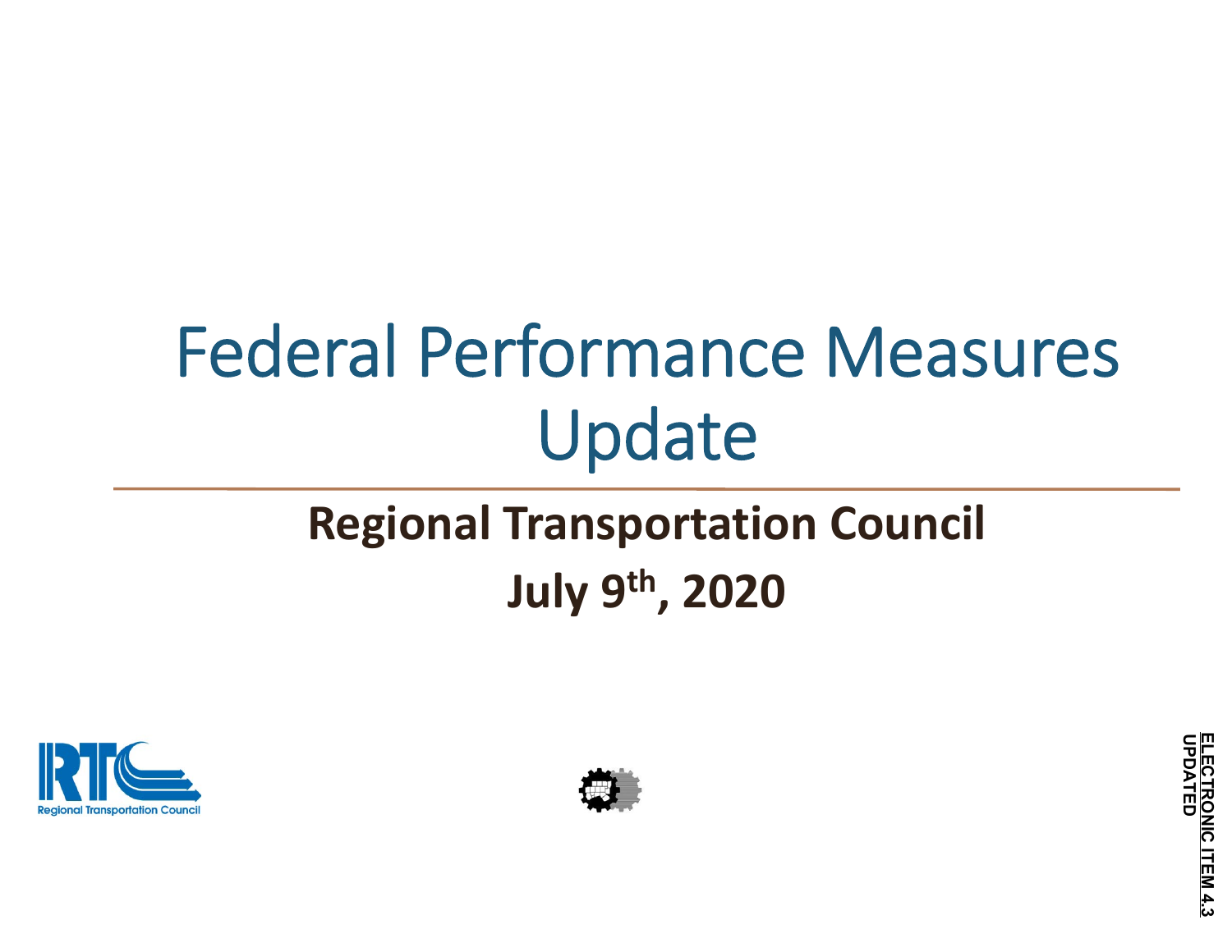# Federal Performance Measures Update

## Regional Transportation Council

## July 9th, 2020

Regional Transportation Council

ELECTRONIC ITEM 4.3
UPDATED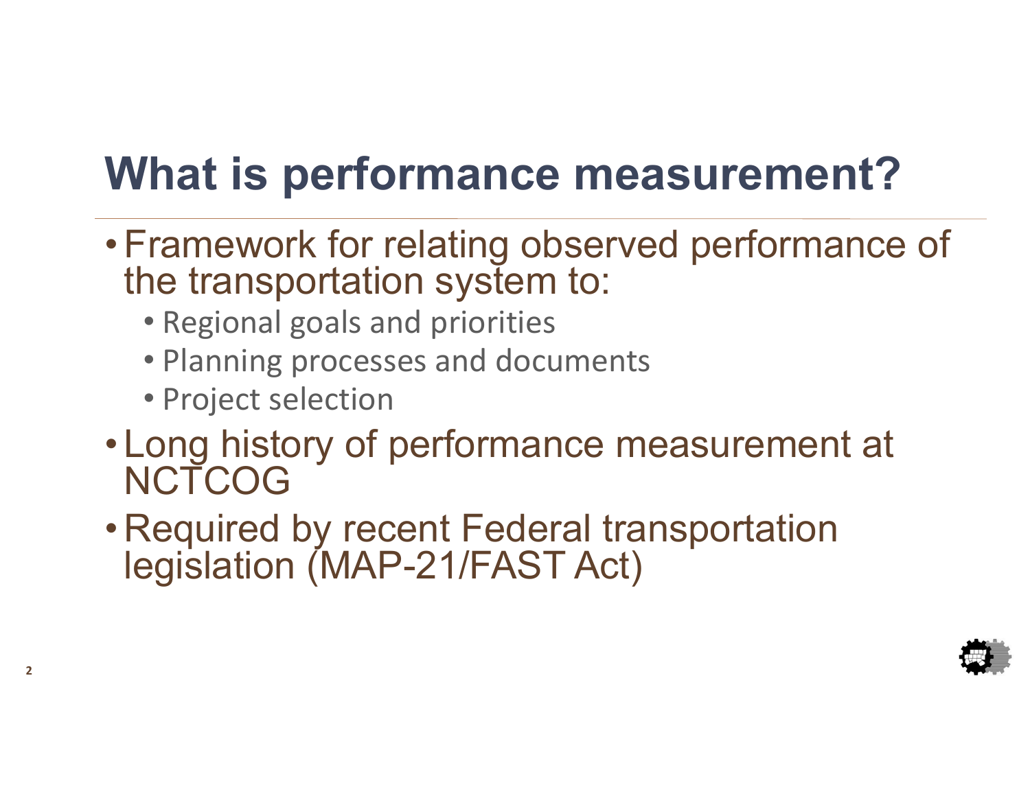# What is performance measurement?

- Framework for relating observed performance of the transportation system to:
  - Regional goals and priorities
  - Planning processes and documents
  - Project selection
- Long history of performance measurement at NCTCOG
- Required by recent Federal transportation legislation (MAP-21/FAST Act)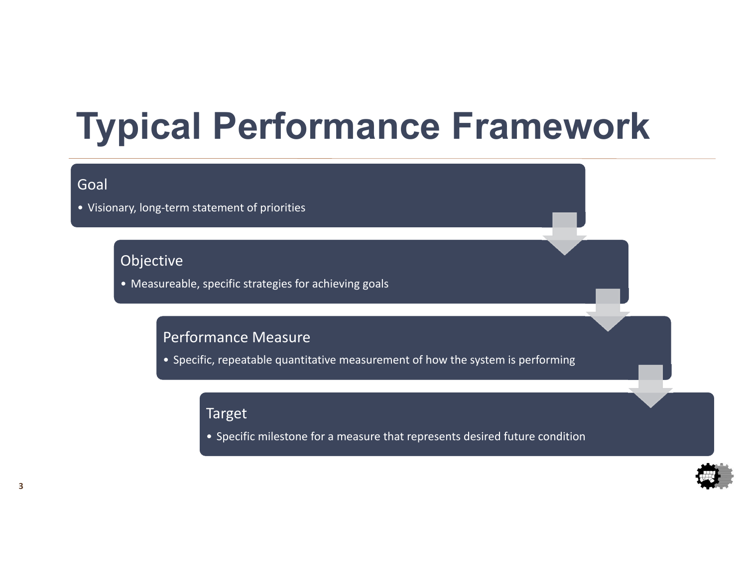# Typical Performance Framework

## Goal

- Visionary, long-term statement of priorities

## Objective

- Measureable, specific strategies for achieving goals

## Performance Measure

- Specific, repeatable quantitative measurement of how the system is performing

## Target

- Specific milestone for a measure that represents desired future condition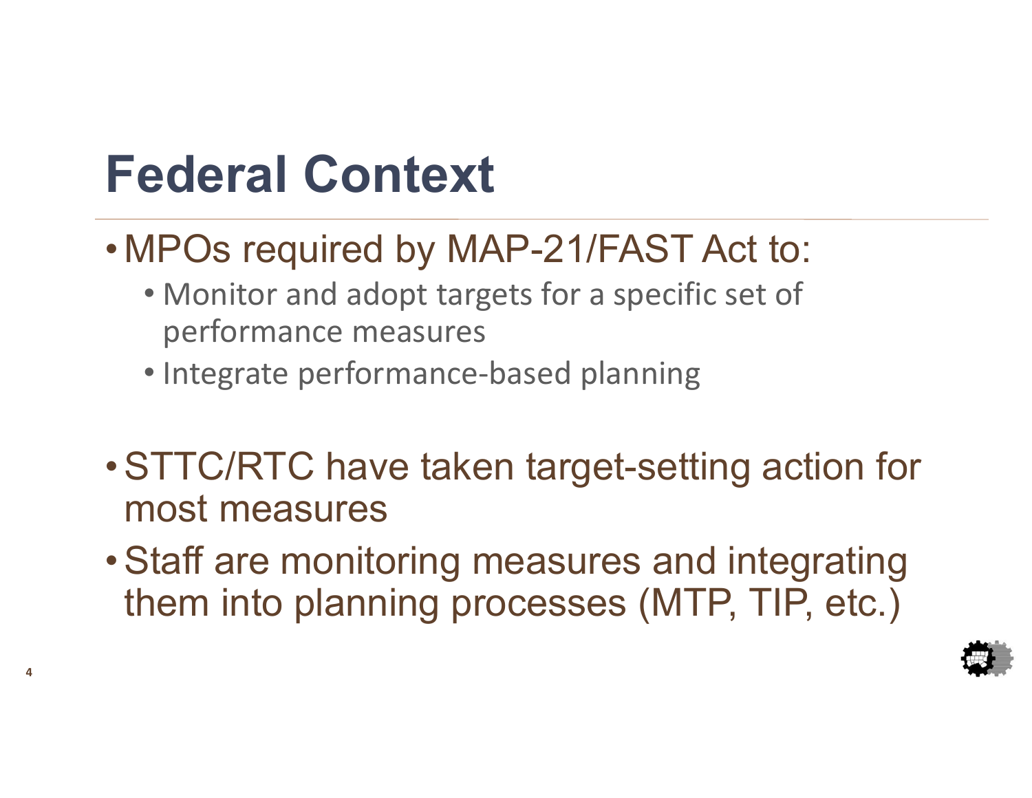# Federal Context

- MPOs required by MAP-21/FAST Act to:
  - Monitor and adopt targets for a specific set of performance measures
  - Integrate performance-based planning

- STTC/RTC have taken target-setting action for most measures
- Staff are monitoring measures and integrating them into planning processes (MTP, TIP, etc.)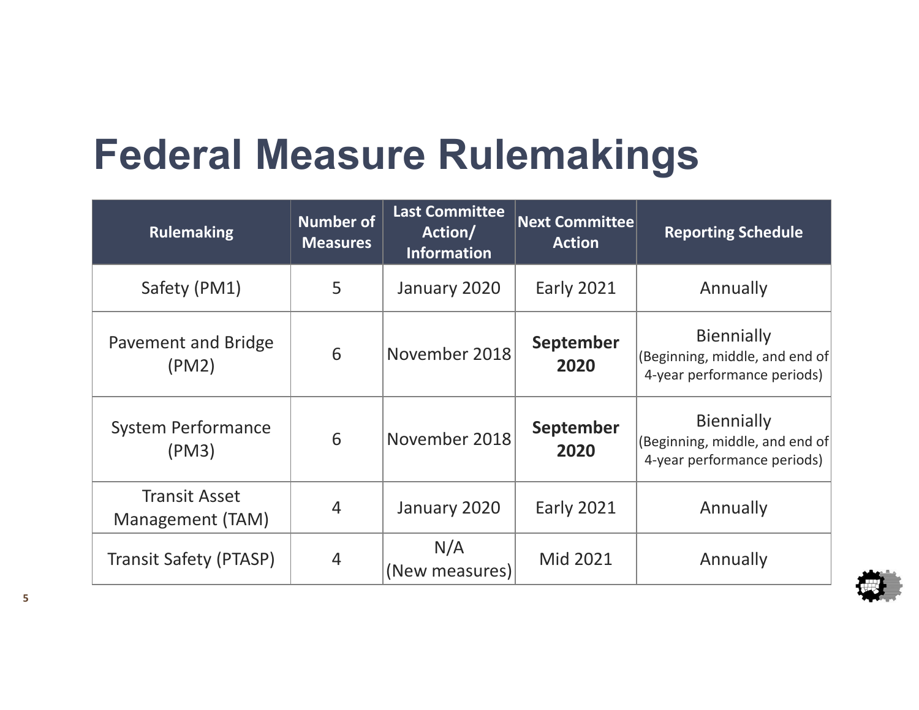# Federal Measure Rulemakings

| Rulemaking | Number of Measures | Last Committee Action/ Information | Next Committee Action | Reporting Schedule |
|---|---|---|---|---|
| Safety (PM1) | 5 | January 2020 | Early 2021 | Annually |
| Pavement and Bridge (PM2) | 6 | November 2018 | **September 2020** | Biennially (Beginning, middle, and end of 4-year performance periods) |
| System Performance (PM3) | 6 | November 2018 | **September 2020** | Biennially (Beginning, middle, and end of 4-year performance periods) |
| Transit Asset Management (TAM) | 4 | January 2020 | Early 2021 | Annually |
| Transit Safety (PTASP) | 4 | N/A (New measures) | Mid 2021 | Annually |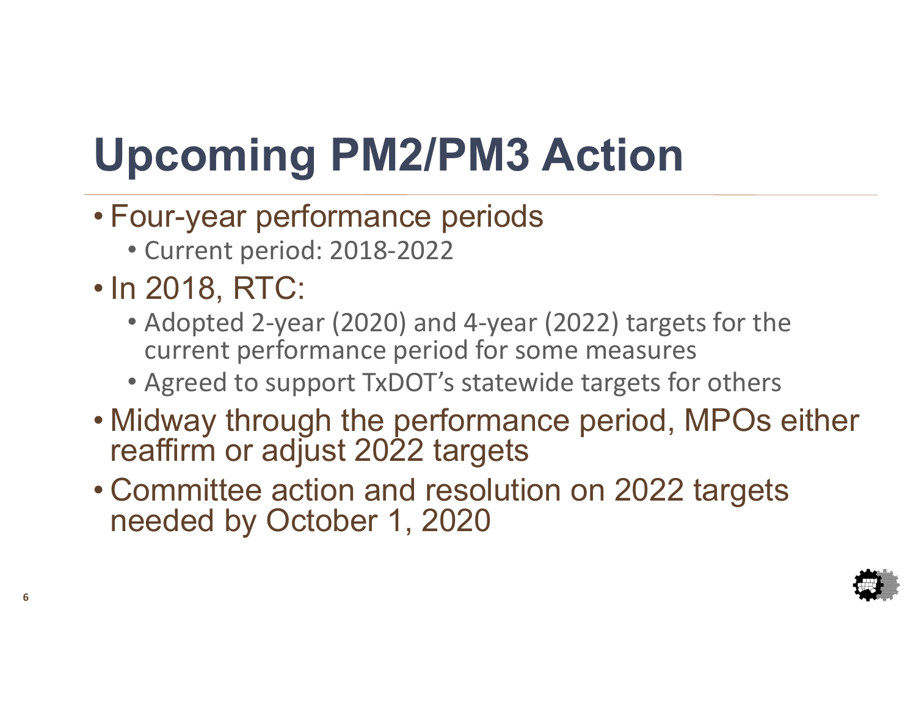# Upcoming PM2/PM3 Action

- Four-year performance periods
  - Current period: 2018-2022
- In 2018, RTC:
  - Adopted 2-year (2020) and 4-year (2022) targets for the current performance period for some measures
  - Agreed to support TxDOT's statewide targets for others
- Midway through the performance period, MPOs either reaffirm or adjust 2022 targets
- Committee action and resolution on 2022 targets needed by October 1, 2020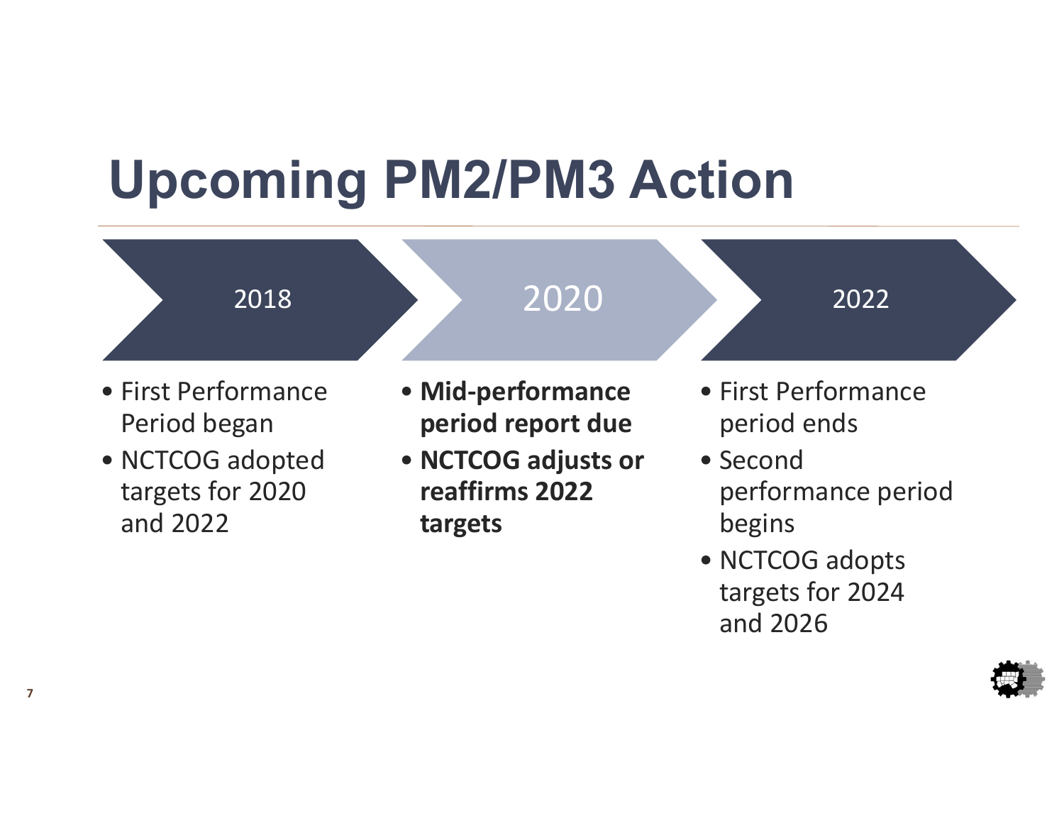# Upcoming PM2/PM3 Action

### 2018

- First Performance Period began
- NCTCOG adopted targets for 2020 and 2022

### 2020

- **Mid-performance period report due**
- **NCTCOG adjusts or reaffirms 2022 targets**

### 2022

- First Performance period ends
- Second performance period begins
- NCTCOG adopts targets for 2024 and 2026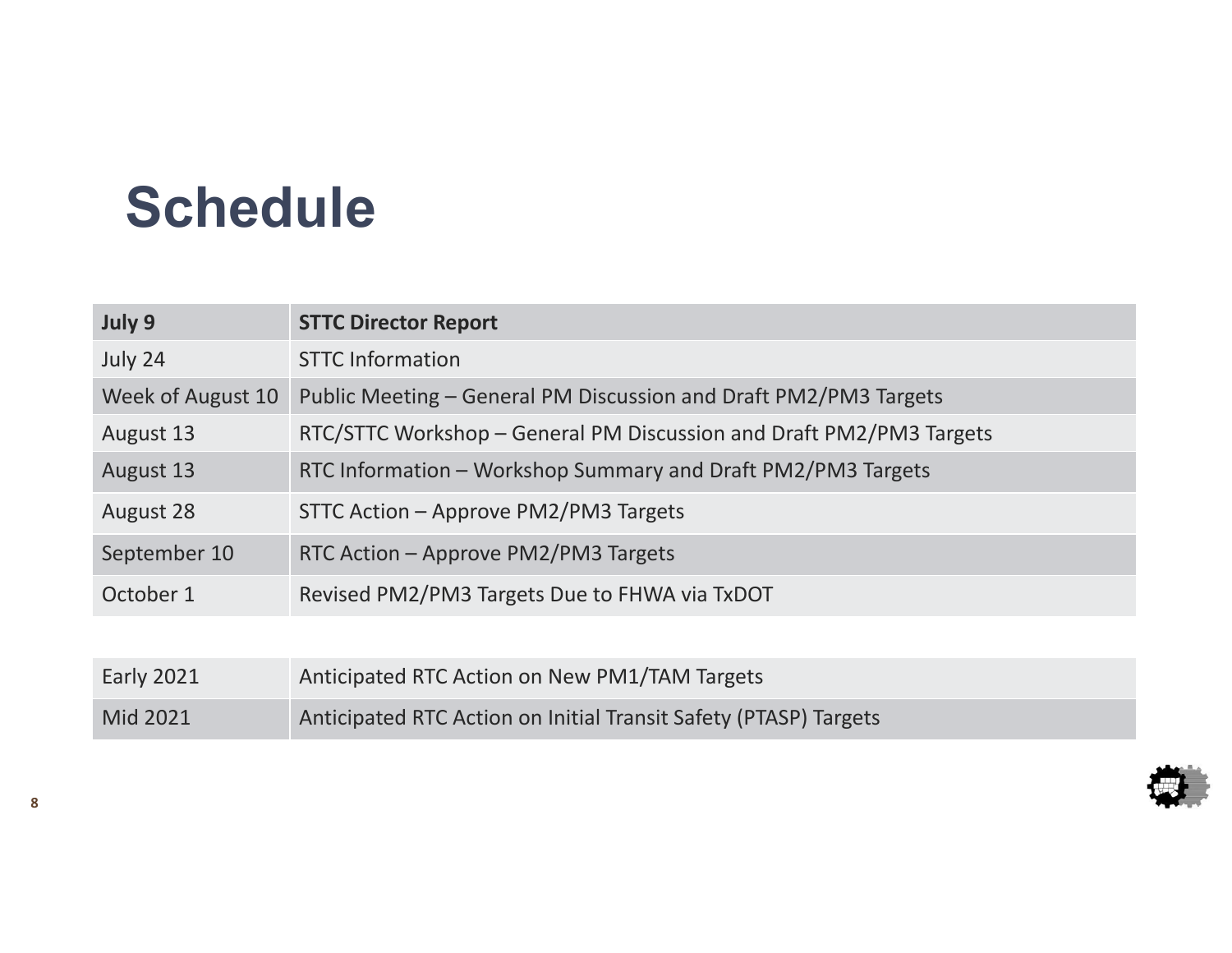# Schedule

| **July 9** | **STTC Director Report** |
| --- | --- |
| July 24 | STTC Information |
| Week of August 10 | Public Meeting – General PM Discussion and Draft PM2/PM3 Targets |
| August 13 | RTC/STTC Workshop – General PM Discussion and Draft PM2/PM3 Targets |
| August 13 | RTC Information – Workshop Summary and Draft PM2/PM3 Targets |
| August 28 | STTC Action – Approve PM2/PM3 Targets |
| September 10 | RTC Action – Approve PM2/PM3 Targets |
| October 1 | Revised PM2/PM3 Targets Due to FHWA via TxDOT |

| Early 2021 | Anticipated RTC Action on New PM1/TAM Targets |
| --- | --- |
| Mid 2021 | Anticipated RTC Action on Initial Transit Safety (PTASP) Targets |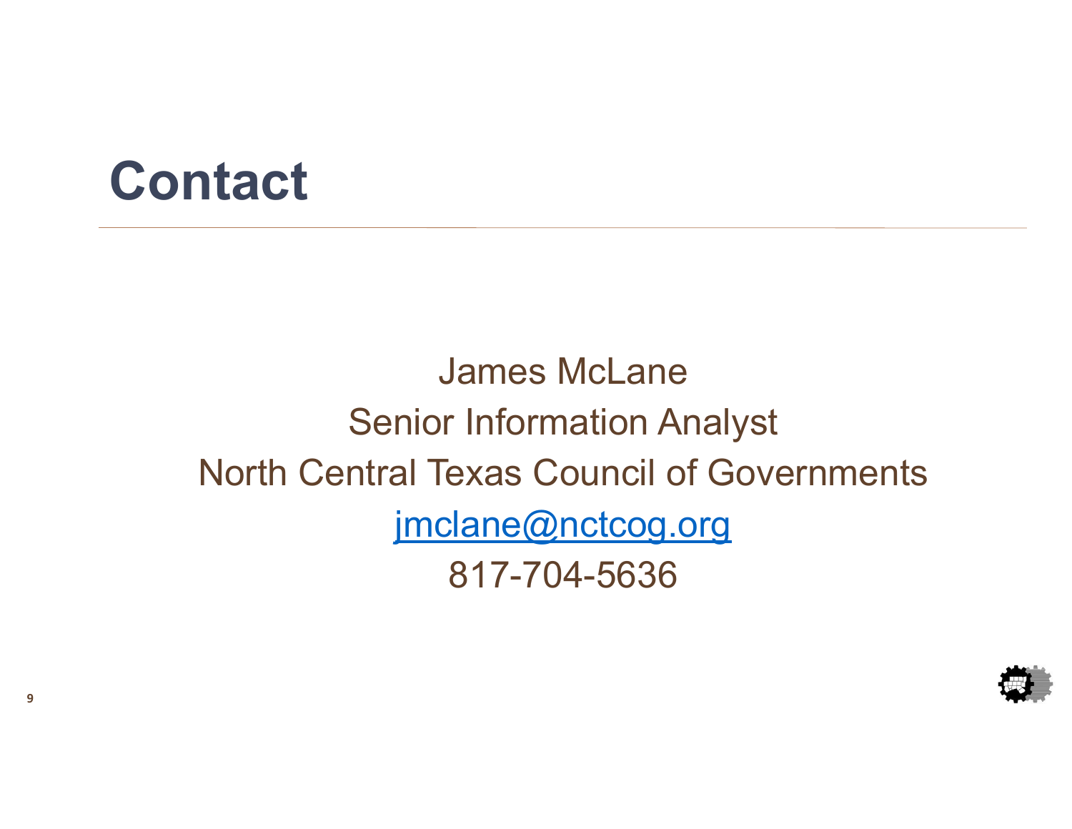# Contact

James McLane

Senior Information Analyst

North Central Texas Council of Governments

jmclane@nctcog.org

817-704-5636